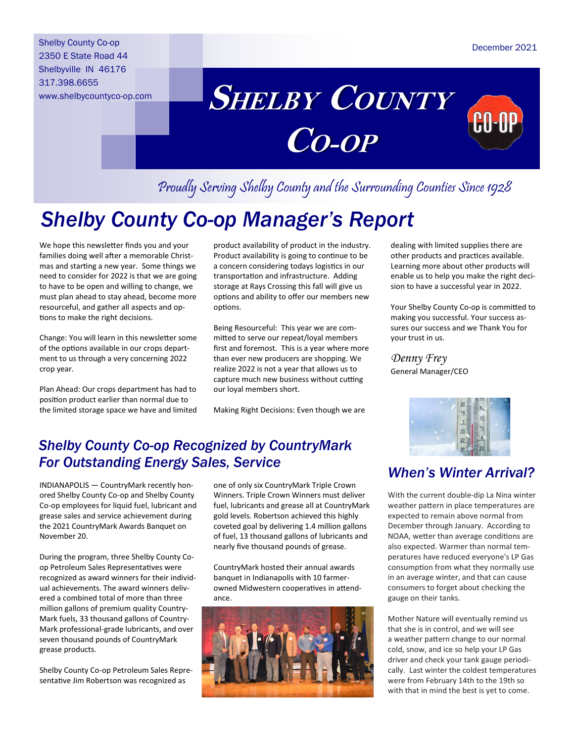Shelby County Co-op
2350 E State Road 44
Shelbyville IN 46176
317.398.6655
www.shelbycountyco-op.com

December 2021

# Shelby County Co-op

*Proudly Serving Shelby County and the Surrounding Counties Since 1928*

## Shelby County Co-op Manager's Report

We hope this newsletter finds you and your families doing well after a memorable Christmas and starting a new year. Some things we need to consider for 2022 is that we are going to have to be open and willing to change, we must plan ahead to stay ahead, become more resourceful, and gather all aspects and options to make the right decisions.

Change: You will learn in this newsletter some of the options available in our crops department to us through a very concerning 2022 crop year.

Plan Ahead: Our crops department has had to position product earlier than normal due to the limited storage space we have and limited product availability of product in the industry. Product availability is going to continue to be a concern considering todays logistics in our transportation and infrastructure. Adding storage at Rays Crossing this fall will give us options and ability to offer our members new options.

Being Resourceful: This year we are committed to serve our repeat/loyal members first and foremost. This is a year where more than ever new producers are shopping. We realize 2022 is not a year that allows us to capture much new business without cutting our loyal members short.

Making Right Decisions: Even though we are dealing with limited supplies there are other products and practices available. Learning more about other products will enable us to help you make the right decision to have a successful year in 2022.

Your Shelby County Co-op is committed to making you successful. Your success assures our success and we Thank You for your trust in us.

*Denny Frey*
General Manager/CEO

## Shelby County Co-op Recognized by CountryMark For Outstanding Energy Sales, Service

INDIANAPOLIS — CountryMark recently honored Shelby County Co-op and Shelby County Co-op employees for liquid fuel, lubricant and grease sales and service achievement during the 2021 CountryMark Awards Banquet on November 20.

During the program, three Shelby County Co-op Petroleum Sales Representatives were recognized as award winners for their individual achievements. The award winners delivered a combined total of more than three million gallons of premium quality CountryMark fuels, 33 thousand gallons of CountryMark professional-grade lubricants, and over seven thousand pounds of CountryMark grease products.

Shelby County Co-op Petroleum Sales Representative Jim Robertson was recognized as one of only six CountryMark Triple Crown Winners. Triple Crown Winners must deliver fuel, lubricants and grease all at CountryMark gold levels. Robertson achieved this highly coveted goal by delivering 1.4 million gallons of fuel, 13 thousand gallons of lubricants and nearly five thousand pounds of grease.

CountryMark hosted their annual awards banquet in Indianapolis with 10 farmer-owned Midwestern cooperatives in attendance.

## When's Winter Arrival?

With the current double-dip La Nina winter weather pattern in place temperatures are expected to remain above normal from December through January. According to NOAA, wetter than average conditions are also expected. Warmer than normal temperatures have reduced everyone's LP Gas consumption from what they normally use in an average winter, and that can cause consumers to forget about checking the gauge on their tanks.

Mother Nature will eventually remind us that she is in control, and we will see a weather pattern change to our normal cold, snow, and ice so help your LP Gas driver and check your tank gauge periodically. Last winter the coldest temperatures were from February 14th to the 19th so with that in mind the best is yet to come.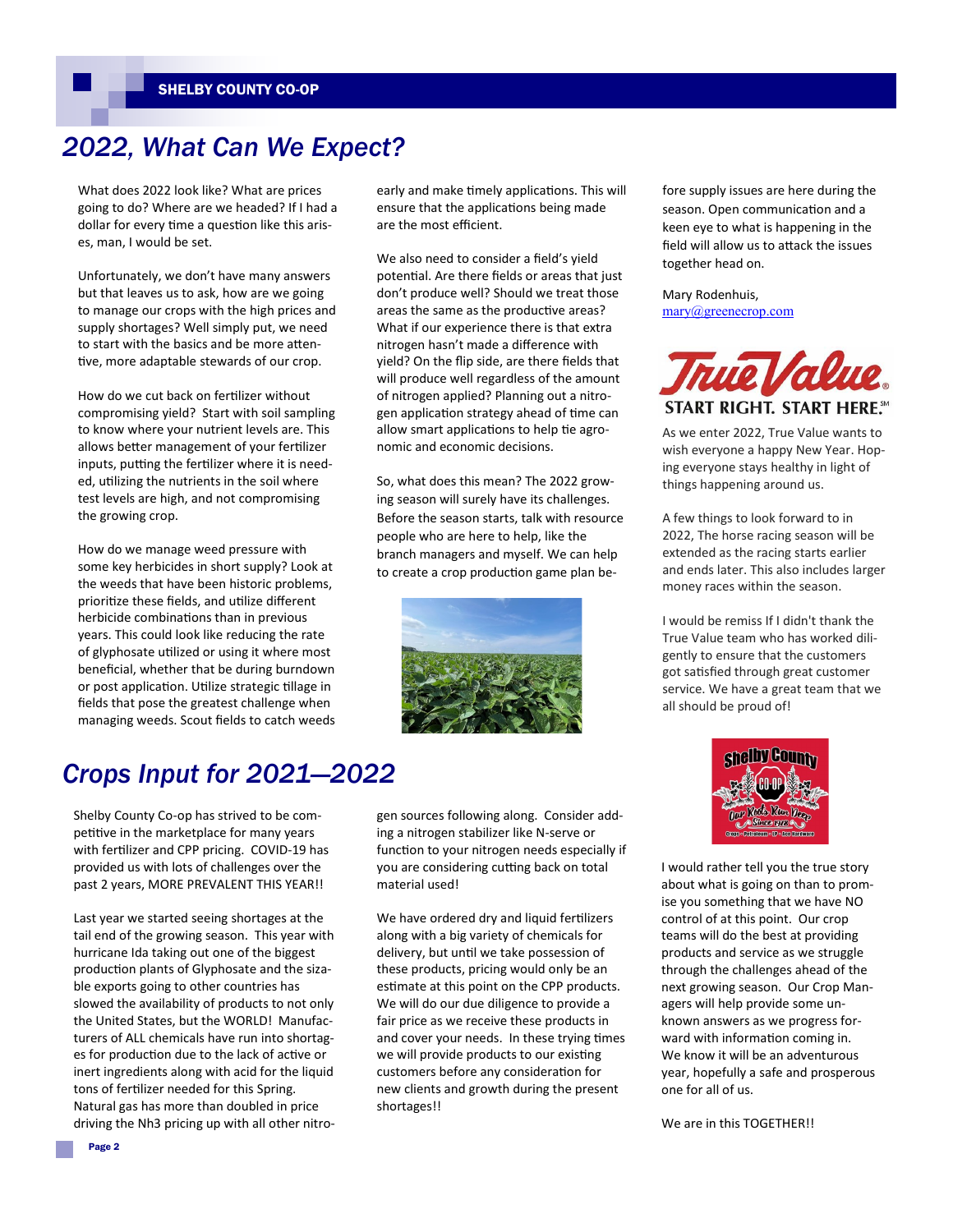# 2022, What Can We Expect?

What does 2022 look like? What are prices going to do? Where are we headed? If I had a dollar for every time a question like this arises, man, I would be set.

Unfortunately, we don't have many answers but that leaves us to ask, how are we going to manage our crops with the high prices and supply shortages? Well simply put, we need to start with the basics and be more attentive, more adaptable stewards of our crop.

How do we cut back on fertilizer without compromising yield? Start with soil sampling to know where your nutrient levels are. This allows better management of your fertilizer inputs, putting the fertilizer where it is needed, utilizing the nutrients in the soil where test levels are high, and not compromising the growing crop.

How do we manage weed pressure with some key herbicides in short supply? Look at the weeds that have been historic problems, prioritize these fields, and utilize different herbicide combinations than in previous years. This could look like reducing the rate of glyphosate utilized or using it where most beneficial, whether that be during burndown or post application. Utilize strategic tillage in fields that pose the greatest challenge when managing weeds. Scout fields to catch weeds early and make timely applications. This will ensure that the applications being made are the most efficient.

We also need to consider a field's yield potential. Are there fields or areas that just don't produce well? Should we treat those areas the same as the productive areas? What if our experience there is that extra nitrogen hasn't made a difference with yield? On the flip side, are there fields that will produce well regardless of the amount of nitrogen applied? Planning out a nitrogen application strategy ahead of time can allow smart applications to help tie agronomic and economic decisions.

So, what does this mean? The 2022 growing season will surely have its challenges. Before the season starts, talk with resource people who are here to help, like the branch managers and myself. We can help to create a crop production game plan before supply issues are here during the season. Open communication and a keen eye to what is happening in the field will allow us to attack the issues together head on.

Mary Rodenhuis,
mary@greenecrop.com

**START RIGHT. START HERE.**℠

As we enter 2022, True Value wants to wish everyone a happy New Year. Hoping everyone stays healthy in light of things happening around us.

A few things to look forward to in 2022, The horse racing season will be extended as the racing starts earlier and ends later. This also includes larger money races within the season.

I would be remiss If I didn't thank the True Value team who has worked diligently to ensure that the customers got satisfied through great customer service. We have a great team that we all should be proud of!

# Crops Input for 2021—2022

Shelby County Co-op has strived to be competitive in the marketplace for many years with fertilizer and CPP pricing. COVID-19 has provided us with lots of challenges over the past 2 years, MORE PREVALENT THIS YEAR!!

Last year we started seeing shortages at the tail end of the growing season. This year with hurricane Ida taking out one of the biggest production plants of Glyphosate and the sizable exports going to other countries has slowed the availability of products to not only the United States, but the WORLD! Manufacturers of ALL chemicals have run into shortages for production due to the lack of active or inert ingredients along with acid for the liquid tons of fertilizer needed for this Spring. Natural gas has more than doubled in price driving the Nh3 pricing up with all other nitrogen sources following along. Consider adding a nitrogen stabilizer like N-serve or function to your nitrogen needs especially if you are considering cutting back on total material used!

We have ordered dry and liquid fertilizers along with a big variety of chemicals for delivery, but until we take possession of these products, pricing would only be an estimate at this point on the CPP products. We will do our due diligence to provide a fair price as we receive these products in and cover your needs. In these trying times we will provide products to our existing customers before any consideration for new clients and growth during the present shortages!!

I would rather tell you the true story about what is going on than to promise you something that we have NO control of at this point. Our crop teams will do the best at providing products and service as we struggle through the challenges ahead of the next growing season. Our Crop Managers will help provide some unknown answers as we progress forward with information coming in. We know it will be an adventurous year, hopefully a safe and prosperous one for all of us.

We are in this TOGETHER!!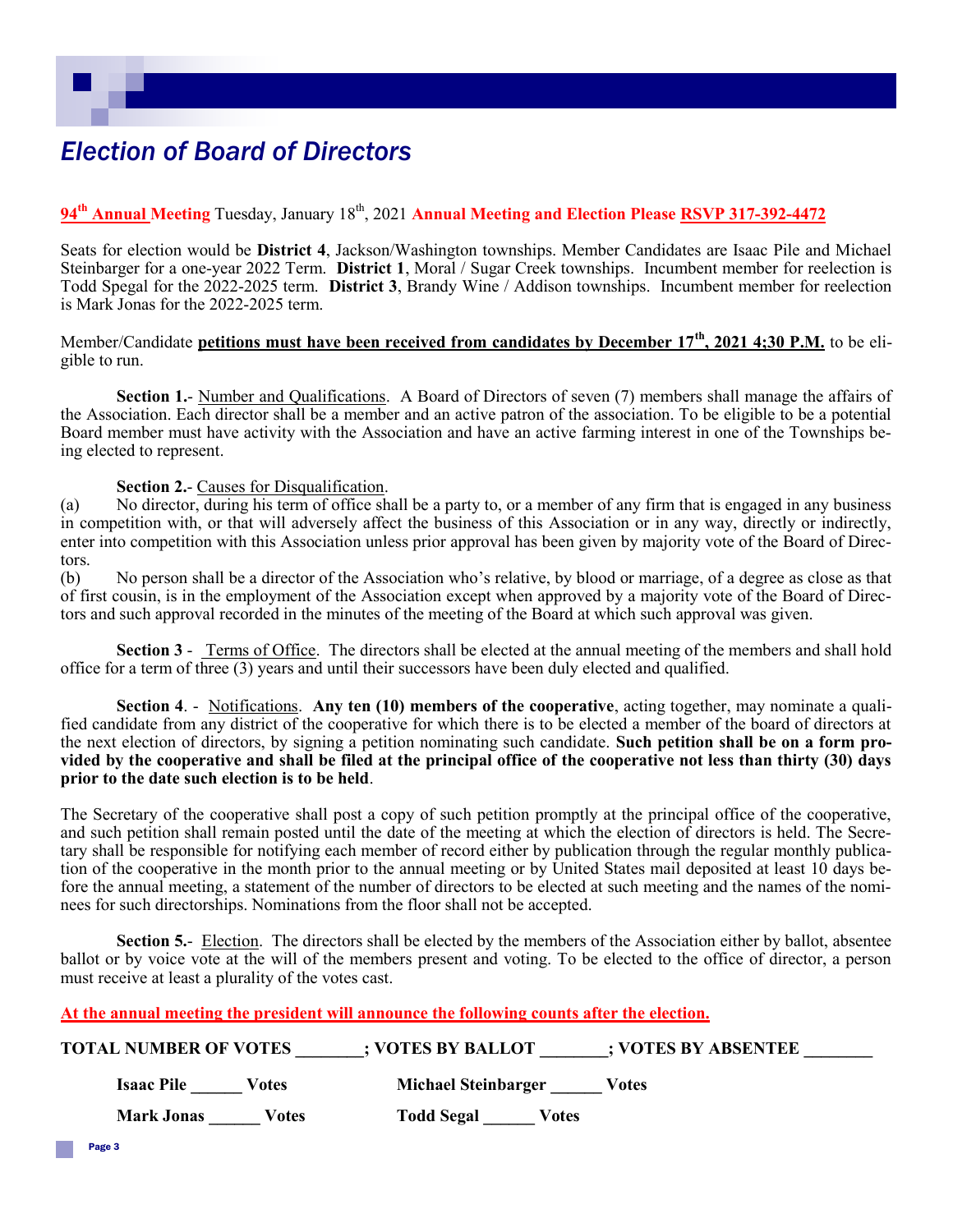# *Election of Board of Directors*

**94th Annual Meeting** Tuesday, January 18th, 2021 **Annual Meeting and Election Please RSVP 317-392-4472**

Seats for election would be **District 4**, Jackson/Washington townships. Member Candidates are Isaac Pile and Michael Steinbarger for a one-year 2022 Term. **District 1**, Moral / Sugar Creek townships. Incumbent member for reelection is Todd Spegal for the 2022-2025 term. **District 3**, Brandy Wine / Addison townships. Incumbent member for reelection is Mark Jonas for the 2022-2025 term.

Member/Candidate **petitions must have been received from candidates by December 17th, 2021 4;30 P.M.** to be eligible to run.

**Section 1.**- Number and Qualifications. A Board of Directors of seven (7) members shall manage the affairs of the Association. Each director shall be a member and an active patron of the association. To be eligible to be a potential Board member must have activity with the Association and have an active farming interest in one of the Townships being elected to represent.

**Section 2.**- Causes for Disqualification.

(a) No director, during his term of office shall be a party to, or a member of any firm that is engaged in any business in competition with, or that will adversely affect the business of this Association or in any way, directly or indirectly, enter into competition with this Association unless prior approval has been given by majority vote of the Board of Directors.

(b) No person shall be a director of the Association who's relative, by blood or marriage, of a degree as close as that of first cousin, is in the employment of the Association except when approved by a majority vote of the Board of Directors and such approval recorded in the minutes of the meeting of the Board at which such approval was given.

**Section 3** - Terms of Office. The directors shall be elected at the annual meeting of the members and shall hold office for a term of three (3) years and until their successors have been duly elected and qualified.

**Section 4**. - Notifications. **Any ten (10) members of the cooperative**, acting together, may nominate a qualified candidate from any district of the cooperative for which there is to be elected a member of the board of directors at the next election of directors, by signing a petition nominating such candidate. **Such petition shall be on a form provided by the cooperative and shall be filed at the principal office of the cooperative not less than thirty (30) days prior to the date such election is to be held**.

The Secretary of the cooperative shall post a copy of such petition promptly at the principal office of the cooperative, and such petition shall remain posted until the date of the meeting at which the election of directors is held. The Secretary shall be responsible for notifying each member of record either by publication through the regular monthly publication of the cooperative in the month prior to the annual meeting or by United States mail deposited at least 10 days before the annual meeting, a statement of the number of directors to be elected at such meeting and the names of the nominees for such directorships. Nominations from the floor shall not be accepted.

**Section 5.**- Election. The directors shall be elected by the members of the Association either by ballot, absentee ballot or by voice vote at the will of the members present and voting. To be elected to the office of director, a person must receive at least a plurality of the votes cast.

**At the annual meeting the president will announce the following counts after the election.**

**TOTAL NUMBER OF VOTES ________; VOTES BY BALLOT ________; VOTES BY ABSENTEE ________**

**Isaac Pile ______ Votes** **Michael Steinbarger ______ Votes**

**Mark Jonas ______ Votes** **Todd Segal ______ Votes**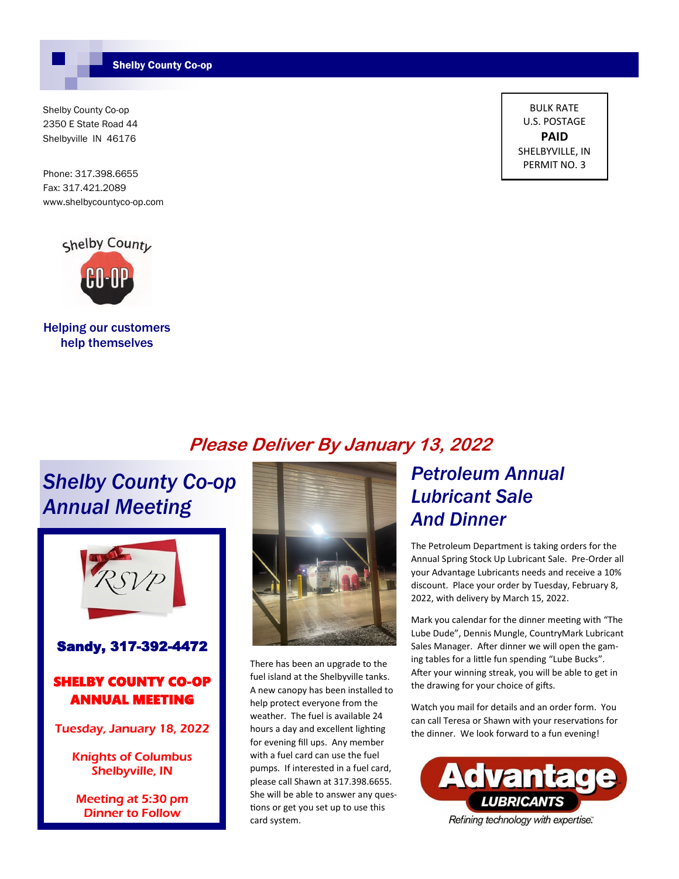**Shelby County Co-op**

Shelby County Co-op
2350 E State Road 44
Shelbyville IN 46176

Phone: 317.398.6655
Fax: 317.421.2089
www.shelbycountyco-op.com

BULK RATE
U.S. POSTAGE
**PAID**
SHELBYVILLE, IN
PERMIT NO. 3

Shelby County CO-OP

**Helping our customers help themselves**

## *Please Deliver By January 13, 2022*

## *Shelby County Co-op Annual Meeting*

RSVP

**Sandy, 317-392-4472**

**SHELBY COUNTY CO-OP ANNUAL MEETING**

Tuesday, January 18, 2022

Knights of Columbus
Shelbyville, IN

Meeting at 5:30 pm
Dinner to Follow

There has been an upgrade to the fuel island at the Shelbyville tanks. A new canopy has been installed to help protect everyone from the weather. The fuel is available 24 hours a day and excellent lighting for evening fill ups. Any member with a fuel card can use the fuel pumps. If interested in a fuel card, please call Shawn at 317.398.6655. She will be able to answer any questions or get you set up to use this card system.

## *Petroleum Annual Lubricant Sale And Dinner*

The Petroleum Department is taking orders for the Annual Spring Stock Up Lubricant Sale. Pre-Order all your Advantage Lubricants needs and receive a 10% discount. Place your order by Tuesday, February 8, 2022, with delivery by March 15, 2022.

Mark you calendar for the dinner meeting with "The Lube Dude", Dennis Mungle, CountryMark Lubricant Sales Manager. After dinner we will open the gaming tables for a little fun spending "Lube Bucks". After your winning streak, you will be able to get in the drawing for your choice of gifts.

Watch you mail for details and an order form. You can call Teresa or Shawn with your reservations for the dinner. We look forward to a fun evening!

Advantage LUBRICANTS
Refining technology with expertise.